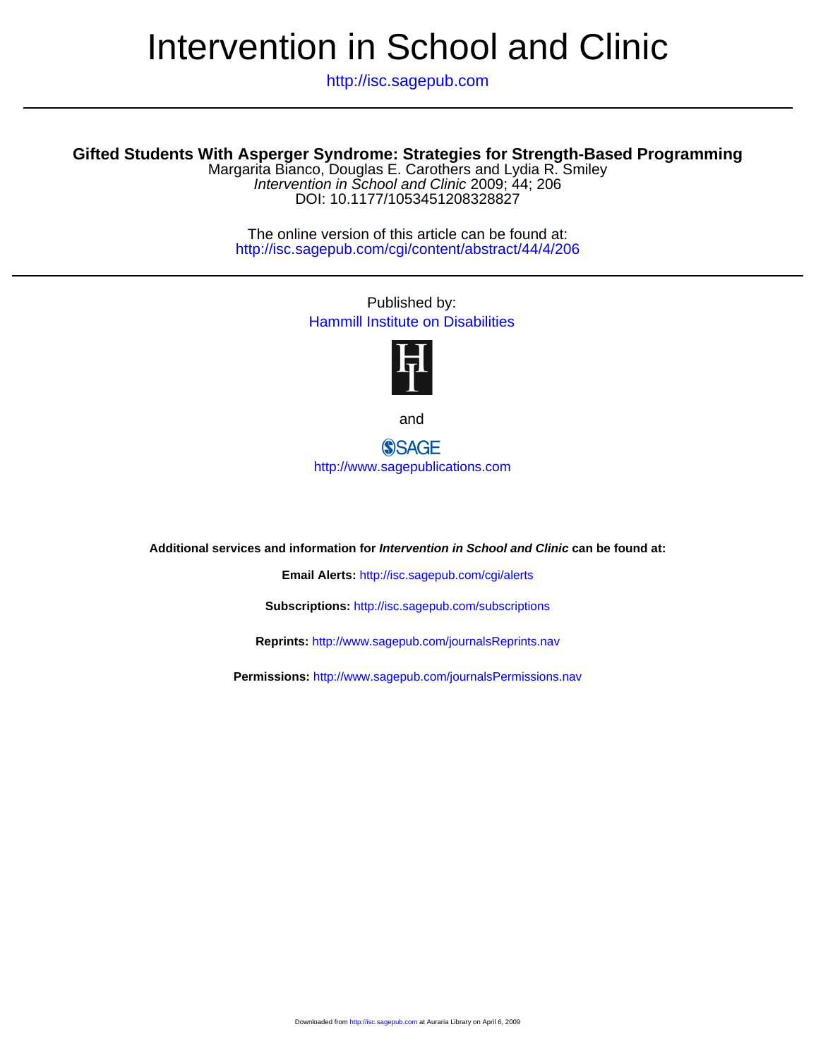# Intervention in School and Clinic

http://isc.sagepub.com

## Gifted Students With Asperger Syndrome: Strategies for Strength-Based Programming

Margarita Bianco, Douglas E. Carothers and Lydia R. Smiley
*Intervention in School and Clinic* 2009; 44; 206
DOI: 10.1177/1053451208328827

The online version of this article can be found at:
http://isc.sagepub.com/cgi/content/abstract/44/4/206

Published by:
Hammill Institute on Disabilities

and

SAGE
http://www.sagepublications.com

**Additional services and information for *Intervention in School and Clinic* can be found at:**

**Email Alerts:** http://isc.sagepub.com/cgi/alerts

**Subscriptions:** http://isc.sagepub.com/subscriptions

**Reprints:** http://www.sagepub.com/journalsReprints.nav

**Permissions:** http://www.sagepub.com/journalsPermissions.nav

Downloaded from http://isc.sagepub.com at Auraria Library on April 6, 2009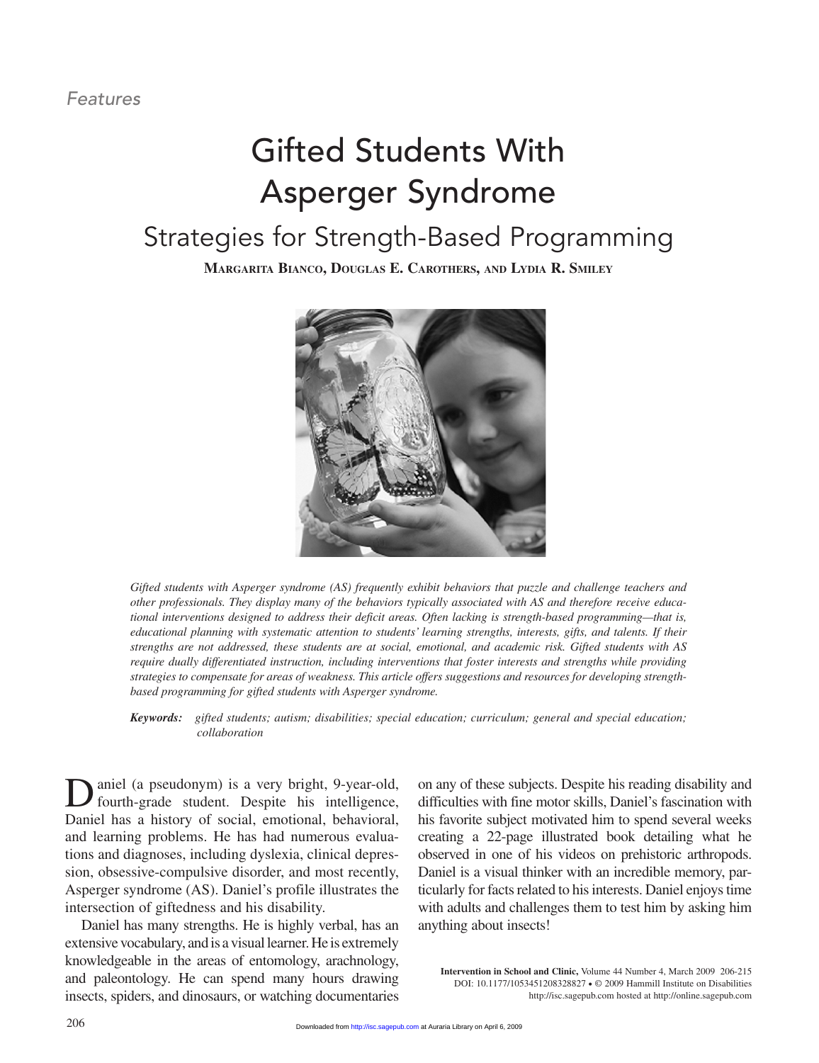*Features*

# Gifted Students With Asperger Syndrome

## Strategies for Strength-Based Programming

**Margarita Bianco, Douglas E. Carothers, and Lydia R. Smiley**

*Gifted students with Asperger syndrome (AS) frequently exhibit behaviors that puzzle and challenge teachers and other professionals. They display many of the behaviors typically associated with AS and therefore receive educational interventions designed to address their deficit areas. Often lacking is strength-based programming—that is, educational planning with systematic attention to students' learning strengths, interests, gifts, and talents. If their strengths are not addressed, these students are at social, emotional, and academic risk. Gifted students with AS require dually differentiated instruction, including interventions that foster interests and strengths while providing strategies to compensate for areas of weakness. This article offers suggestions and resources for developing strength-based programming for gifted students with Asperger syndrome.*

***Keywords:*** *gifted students; autism; disabilities; special education; curriculum; general and special education; collaboration*

Daniel (a pseudonym) is a very bright, 9-year-old, fourth-grade student. Despite his intelligence, Daniel has a history of social, emotional, behavioral, and learning problems. He has had numerous evaluations and diagnoses, including dyslexia, clinical depression, obsessive-compulsive disorder, and most recently, Asperger syndrome (AS). Daniel's profile illustrates the intersection of giftedness and his disability.

Daniel has many strengths. He is highly verbal, has an extensive vocabulary, and is a visual learner. He is extremely knowledgeable in the areas of entomology, arachnology, and paleontology. He can spend many hours drawing insects, spiders, and dinosaurs, or watching documentaries on any of these subjects. Despite his reading disability and difficulties with fine motor skills, Daniel's fascination with his favorite subject motivated him to spend several weeks creating a 22-page illustrated book detailing what he observed in one of his videos on prehistoric arthropods. Daniel is a visual thinker with an incredible memory, particularly for facts related to his interests. Daniel enjoys time with adults and challenges them to test him by asking him anything about insects!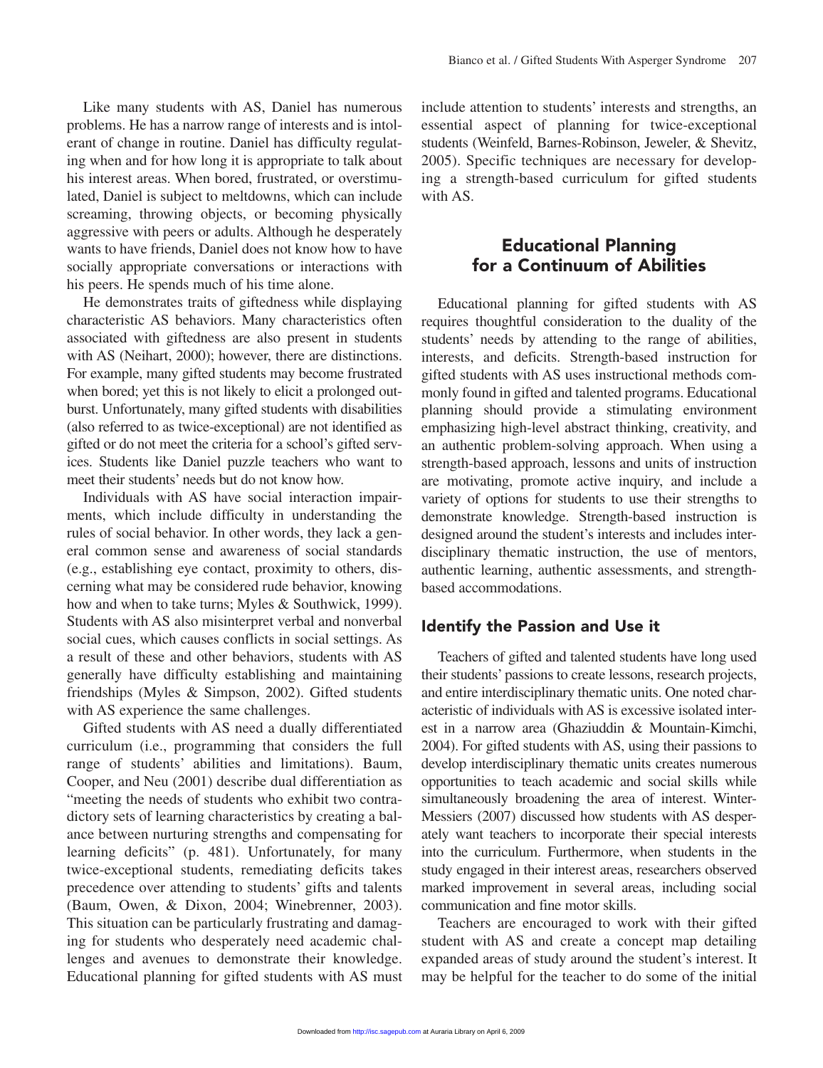Like many students with AS, Daniel has numerous problems. He has a narrow range of interests and is intolerant of change in routine. Daniel has difficulty regulating when and for how long it is appropriate to talk about his interest areas. When bored, frustrated, or overstimulated, Daniel is subject to meltdowns, which can include screaming, throwing objects, or becoming physically aggressive with peers or adults. Although he desperately wants to have friends, Daniel does not know how to have socially appropriate conversations or interactions with his peers. He spends much of his time alone.

He demonstrates traits of giftedness while displaying characteristic AS behaviors. Many characteristics often associated with giftedness are also present in students with AS (Neihart, 2000); however, there are distinctions. For example, many gifted students may become frustrated when bored; yet this is not likely to elicit a prolonged outburst. Unfortunately, many gifted students with disabilities (also referred to as twice-exceptional) are not identified as gifted or do not meet the criteria for a school's gifted services. Students like Daniel puzzle teachers who want to meet their students' needs but do not know how.

Individuals with AS have social interaction impairments, which include difficulty in understanding the rules of social behavior. In other words, they lack a general common sense and awareness of social standards (e.g., establishing eye contact, proximity to others, discerning what may be considered rude behavior, knowing how and when to take turns; Myles & Southwick, 1999). Students with AS also misinterpret verbal and nonverbal social cues, which causes conflicts in social settings. As a result of these and other behaviors, students with AS generally have difficulty establishing and maintaining friendships (Myles & Simpson, 2002). Gifted students with AS experience the same challenges.

Gifted students with AS need a dually differentiated curriculum (i.e., programming that considers the full range of students' abilities and limitations). Baum, Cooper, and Neu (2001) describe dual differentiation as "meeting the needs of students who exhibit two contradictory sets of learning characteristics by creating a balance between nurturing strengths and compensating for learning deficits" (p. 481). Unfortunately, for many twice-exceptional students, remediating deficits takes precedence over attending to students' gifts and talents (Baum, Owen, & Dixon, 2004; Winebrenner, 2003). This situation can be particularly frustrating and damaging for students who desperately need academic challenges and avenues to demonstrate their knowledge. Educational planning for gifted students with AS must include attention to students' interests and strengths, an essential aspect of planning for twice-exceptional students (Weinfeld, Barnes-Robinson, Jeweler, & Shevitz, 2005). Specific techniques are necessary for developing a strength-based curriculum for gifted students with AS.

## Educational Planning for a Continuum of Abilities

Educational planning for gifted students with AS requires thoughtful consideration to the duality of the students' needs by attending to the range of abilities, interests, and deficits. Strength-based instruction for gifted students with AS uses instructional methods commonly found in gifted and talented programs. Educational planning should provide a stimulating environment emphasizing high-level abstract thinking, creativity, and an authentic problem-solving approach. When using a strength-based approach, lessons and units of instruction are motivating, promote active inquiry, and include a variety of options for students to use their strengths to demonstrate knowledge. Strength-based instruction is designed around the student's interests and includes interdisciplinary thematic instruction, the use of mentors, authentic learning, authentic assessments, and strength-based accommodations.

### Identify the Passion and Use it

Teachers of gifted and talented students have long used their students' passions to create lessons, research projects, and entire interdisciplinary thematic units. One noted characteristic of individuals with AS is excessive isolated interest in a narrow area (Ghaziuddin & Mountain-Kimchi, 2004). For gifted students with AS, using their passions to develop interdisciplinary thematic units creates numerous opportunities to teach academic and social skills while simultaneously broadening the area of interest. Winter-Messiers (2007) discussed how students with AS desperately want teachers to incorporate their special interests into the curriculum. Furthermore, when students in the study engaged in their interest areas, researchers observed marked improvement in several areas, including social communication and fine motor skills.

Teachers are encouraged to work with their gifted student with AS and create a concept map detailing expanded areas of study around the student's interest. It may be helpful for the teacher to do some of the initial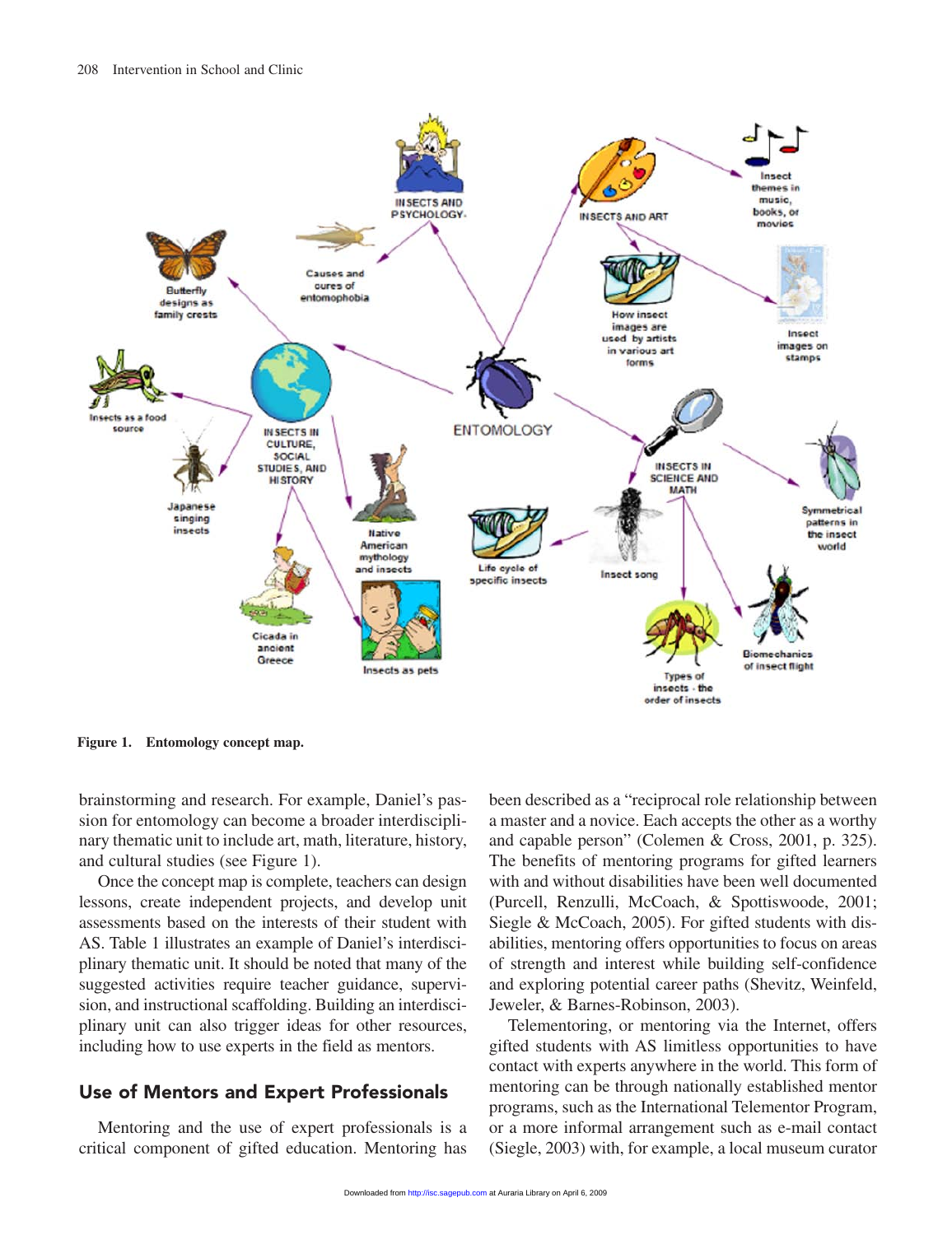Figure 1. Entomology concept map.

brainstorming and research. For example, Daniel's passion for entomology can become a broader interdisciplinary thematic unit to include art, math, literature, history, and cultural studies (see Figure 1).

Once the concept map is complete, teachers can design lessons, create independent projects, and develop unit assessments based on the interests of their student with AS. Table 1 illustrates an example of Daniel's interdisciplinary thematic unit. It should be noted that many of the suggested activities require teacher guidance, supervision, and instructional scaffolding. Building an interdisciplinary unit can also trigger ideas for other resources, including how to use experts in the field as mentors.

## Use of Mentors and Expert Professionals

Mentoring and the use of expert professionals is a critical component of gifted education. Mentoring has been described as a "reciprocal role relationship between a master and a novice. Each accepts the other as a worthy and capable person" (Colemen & Cross, 2001, p. 325). The benefits of mentoring programs for gifted learners with and without disabilities have been well documented (Purcell, Renzulli, McCoach, & Spottiswoode, 2001; Siegle & McCoach, 2005). For gifted students with disabilities, mentoring offers opportunities to focus on areas of strength and interest while building self-confidence and exploring potential career paths (Shevitz, Weinfeld, Jeweler, & Barnes-Robinson, 2003).

Telementoring, or mentoring via the Internet, offers gifted students with AS limitless opportunities to have contact with experts anywhere in the world. This form of mentoring can be through nationally established mentor programs, such as the International Telementor Program, or a more informal arrangement such as e-mail contact (Siegle, 2003) with, for example, a local museum curator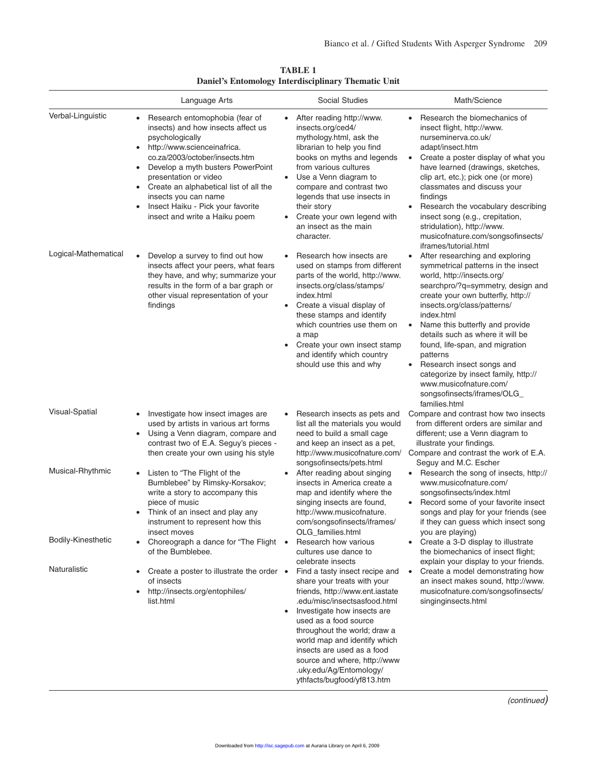**TABLE 1**
**Daniel's Entomology Interdisciplinary Thematic Unit**

| | Language Arts | Social Studies | Math/Science |
|---|---|---|---|
| Verbal-Linguistic | • Research entomophobia (fear of insects) and how insects affect us psychologically<br>• http://www.scienceinafrica.co.za/2003/october/insects.htm<br>• Develop a myth busters PowerPoint presentation or video<br>• Create an alphabetical list of all the insects you can name<br>• Insect Haiku - Pick your favorite insect and write a Haiku poem | • After reading http://www.insects.org/ced4/mythology.html, ask the librarian to help you find books on myths and legends from various cultures<br>• Use a Venn diagram to compare and contrast two legends that use insects in their story<br>• Create your own legend with an insect as the main character. | • Research the biomechanics of insect flight, http://www.nurseminerva.co.uk/adapt/insect.htm<br>• Create a poster display of what you have learned (drawings, sketches, clip art, etc.); pick one (or more) classmates and discuss your findings<br>• Research the vocabulary describing insect song (e.g., crepitation, stridulation), http://www.musicofnature.com/songsofinsects/iframes/tutorial.html |
| Logical-Mathematical | • Develop a survey to find out how insects affect your peers, what fears they have, and why; summarize your results in the form of a bar graph or other visual representation of your findings | • Research how insects are used on stamps from different parts of the world, http://www.insects.org/class/stamps/index.html<br>• Create a visual display of these stamps and identify which countries use them on a map<br>• Create your own insect stamp and identify which country should use this and why | • After researching and exploring symmetrical patterns in the insect world, http://insects.org/searchpro/?q=symmetry, design and create your own butterfly, http://insects.org/class/patterns/index.html<br>• Name this butterfly and provide details such as where it will be found, life-span, and migration patterns<br>• Research insect songs and categorize by insect family, http://www.musicofnature.com/songsofinsects/iframes/OLG_families.html |
| Visual-Spatial | • Investigate how insect images are used by artists in various art forms<br>• Using a Venn diagram, compare and contrast two of E.A. Seguy's pieces - then create your own using his style | • Research insects as pets and list all the materials you would need to build a small cage and keep an insect as a pet, http://www.musicofnature.com/songsofinsects/pets.html | Compare and contrast how two insects from different orders are similar and different; use a Venn diagram to illustrate your findings.<br>Compare and contrast the work of E.A. Seguy and M.C. Escher |
| Musical-Rhythmic | • Listen to "The Flight of the Bumblebee" by Rimsky-Korsakov; write a story to accompany this piece of music<br>• Think of an insect and play any instrument to represent how this insect moves | • After reading about singing insects in America create a map and identify where the singing insects are found, http://www.musicofnature.com/songsofinsects/iframes/OLG_families.html | • Research the song of insects, http://www.musicofnature.com/songsofinsects/index.html<br>• Record some of your favorite insect songs and play for your friends (see if they can guess which insect song you are playing) |
| Bodily-Kinesthetic | • Choreograph a dance for "The Flight of the Bumblebee. | • Research how various cultures use dance to celebrate insects | • Create a 3-D display to illustrate the biomechanics of insect flight; explain your display to your friends. |
| Naturalistic | • Create a poster to illustrate the order of insects<br>• http://insects.org/entophiles/list.html | • Find a tasty insect recipe and share your treats with your friends, http://www.ent.iastate.edu/misc/insectsasfood.html<br>• Investigate how insects are used as a food source throughout the world; draw a world map and identify which insects are used as a food source and where, http://www.uky.edu/Ag/Entomology/ythfacts/bugfood/yf813.htm | • Create a model demonstrating how an insect makes sound, http://www.musicofnature.com/songsofinsects/singinginsects.html |

*(continued)*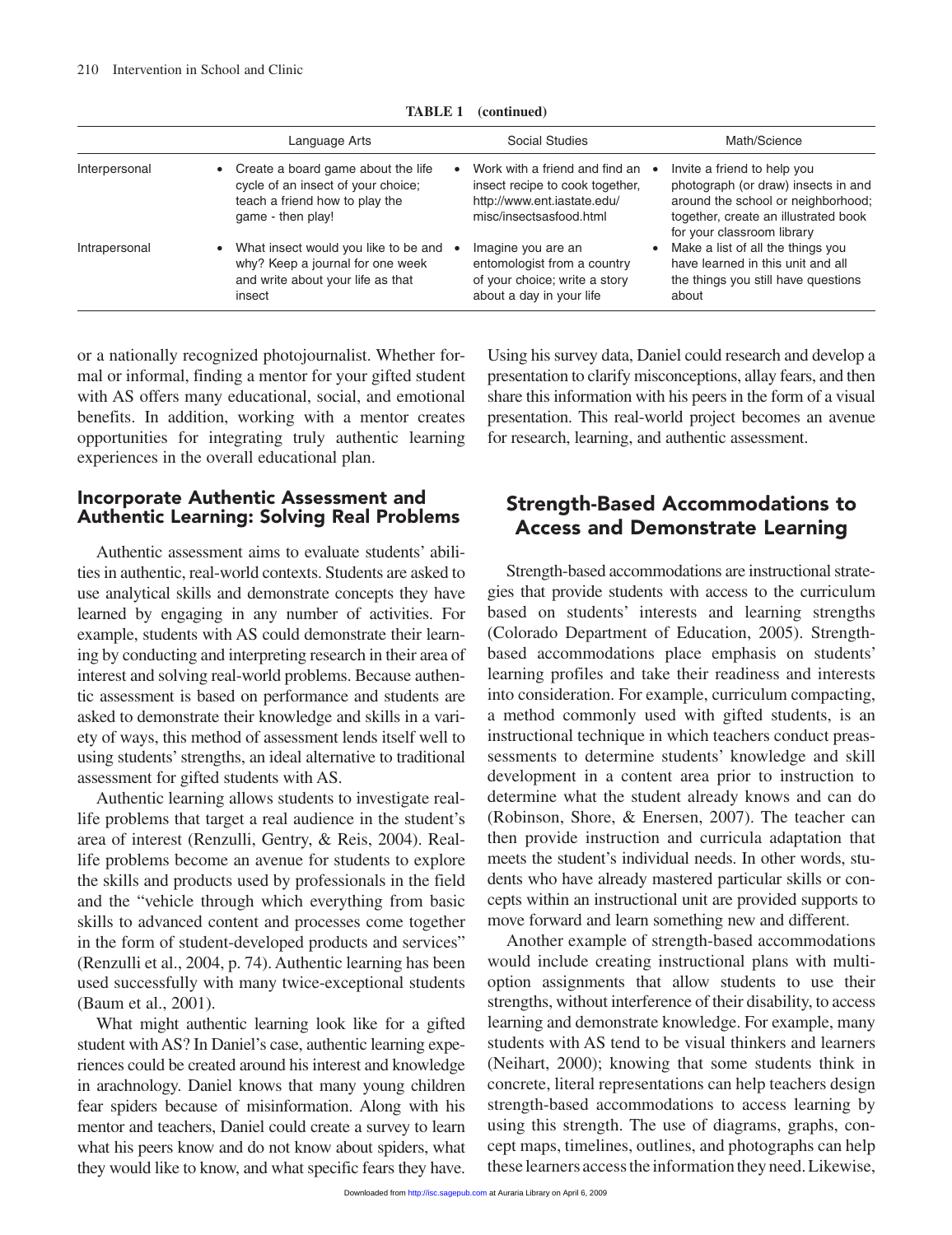**TABLE 1 (continued)**

| | Language Arts | Social Studies | Math/Science |
|---|---|---|---|
| Interpersonal | • Create a board game about the life cycle of an insect of your choice; teach a friend how to play the game - then play! | • Work with a friend and find an insect recipe to cook together, http://www.ent.iastate.edu/misc/insectsasfood.html | • Invite a friend to help you photograph (or draw) insects in and around the school or neighborhood; together, create an illustrated book for your classroom library |
| Intrapersonal | • What insect would you like to be and why? Keep a journal for one week and write about your life as that insect | • Imagine you are an entomologist from a country of your choice; write a story about a day in your life | • Make a list of all the things you have learned in this unit and all the things you still have questions about |

or a nationally recognized photojournalist. Whether formal or informal, finding a mentor for your gifted student with AS offers many educational, social, and emotional benefits. In addition, working with a mentor creates opportunities for integrating truly authentic learning experiences in the overall educational plan.

## Incorporate Authentic Assessment and Authentic Learning: Solving Real Problems

Authentic assessment aims to evaluate students' abilities in authentic, real-world contexts. Students are asked to use analytical skills and demonstrate concepts they have learned by engaging in any number of activities. For example, students with AS could demonstrate their learning by conducting and interpreting research in their area of interest and solving real-world problems. Because authentic assessment is based on performance and students are asked to demonstrate their knowledge and skills in a variety of ways, this method of assessment lends itself well to using students' strengths, an ideal alternative to traditional assessment for gifted students with AS.

Authentic learning allows students to investigate real-life problems that target a real audience in the student's area of interest (Renzulli, Gentry, & Reis, 2004). Real-life problems become an avenue for students to explore the skills and products used by professionals in the field and the "vehicle through which everything from basic skills to advanced content and processes come together in the form of student-developed products and services" (Renzulli et al., 2004, p. 74). Authentic learning has been used successfully with many twice-exceptional students (Baum et al., 2001).

What might authentic learning look like for a gifted student with AS? In Daniel's case, authentic learning experiences could be created around his interest and knowledge in arachnology. Daniel knows that many young children fear spiders because of misinformation. Along with his mentor and teachers, Daniel could create a survey to learn what his peers know and do not know about spiders, what they would like to know, and what specific fears they have. Using his survey data, Daniel could research and develop a presentation to clarify misconceptions, allay fears, and then share this information with his peers in the form of a visual presentation. This real-world project becomes an avenue for research, learning, and authentic assessment.

## Strength-Based Accommodations to Access and Demonstrate Learning

Strength-based accommodations are instructional strategies that provide students with access to the curriculum based on students' interests and learning strengths (Colorado Department of Education, 2005). Strength-based accommodations place emphasis on students' learning profiles and take their readiness and interests into consideration. For example, curriculum compacting, a method commonly used with gifted students, is an instructional technique in which teachers conduct preassessments to determine students' knowledge and skill development in a content area prior to instruction to determine what the student already knows and can do (Robinson, Shore, & Enersen, 2007). The teacher can then provide instruction and curricula adaptation that meets the student's individual needs. In other words, students who have already mastered particular skills or concepts within an instructional unit are provided supports to move forward and learn something new and different.

Another example of strength-based accommodations would include creating instructional plans with multi-option assignments that allow students to use their strengths, without interference of their disability, to access learning and demonstrate knowledge. For example, many students with AS tend to be visual thinkers and learners (Neihart, 2000); knowing that some students think in concrete, literal representations can help teachers design strength-based accommodations to access learning by using this strength. The use of diagrams, graphs, concept maps, timelines, outlines, and photographs can help these learners access the information they need. Likewise,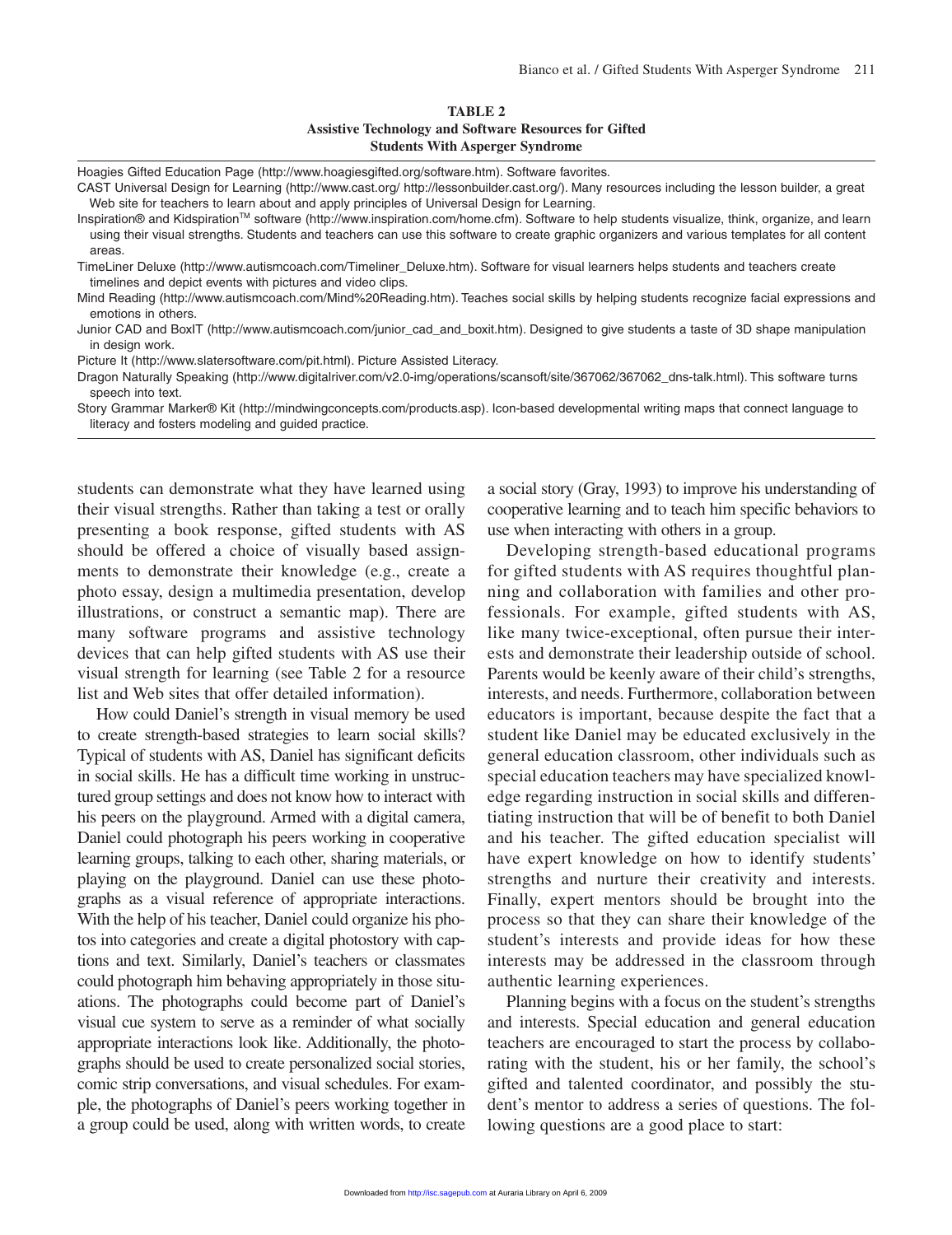**TABLE 2**
**Assistive Technology and Software Resources for Gifted Students With Asperger Syndrome**

Hoagies Gifted Education Page (http://www.hoagiesgifted.org/software.htm). Software favorites.

CAST Universal Design for Learning (http://www.cast.org/ http://lessonbuilder.cast.org/). Many resources including the lesson builder, a great Web site for teachers to learn about and apply principles of Universal Design for Learning.

Inspiration® and Kidspiration™ software (http://www.inspiration.com/home.cfm). Software to help students visualize, think, organize, and learn using their visual strengths. Students and teachers can use this software to create graphic organizers and various templates for all content areas.

TimeLiner Deluxe (http://www.autismcoach.com/Timeliner_Deluxe.htm). Software for visual learners helps students and teachers create timelines and depict events with pictures and video clips.

Mind Reading (http://www.autismcoach.com/Mind%20Reading.htm). Teaches social skills by helping students recognize facial expressions and emotions in others.

Junior CAD and BoxIT (http://www.autismcoach.com/junior_cad_and_boxit.htm). Designed to give students a taste of 3D shape manipulation in design work.

Picture It (http://www.slatersoftware.com/pit.html). Picture Assisted Literacy.

Dragon Naturally Speaking (http://www.digitalriver.com/v2.0-img/operations/scansoft/site/367062/367062_dns-talk.html). This software turns speech into text.

Story Grammar Marker® Kit (http://mindwingconcepts.com/products.asp). Icon-based developmental writing maps that connect language to literacy and fosters modeling and guided practice.

students can demonstrate what they have learned using their visual strengths. Rather than taking a test or orally presenting a book response, gifted students with AS should be offered a choice of visually based assignments to demonstrate their knowledge (e.g., create a photo essay, design a multimedia presentation, develop illustrations, or construct a semantic map). There are many software programs and assistive technology devices that can help gifted students with AS use their visual strength for learning (see Table 2 for a resource list and Web sites that offer detailed information).

How could Daniel's strength in visual memory be used to create strength-based strategies to learn social skills? Typical of students with AS, Daniel has significant deficits in social skills. He has a difficult time working in unstructured group settings and does not know how to interact with his peers on the playground. Armed with a digital camera, Daniel could photograph his peers working in cooperative learning groups, talking to each other, sharing materials, or playing on the playground. Daniel can use these photographs as a visual reference of appropriate interactions. With the help of his teacher, Daniel could organize his photos into categories and create a digital photostory with captions and text. Similarly, Daniel's teachers or classmates could photograph him behaving appropriately in those situations. The photographs could become part of Daniel's visual cue system to serve as a reminder of what socially appropriate interactions look like. Additionally, the photographs should be used to create personalized social stories, comic strip conversations, and visual schedules. For example, the photographs of Daniel's peers working together in a group could be used, along with written words, to create a social story (Gray, 1993) to improve his understanding of cooperative learning and to teach him specific behaviors to use when interacting with others in a group.

Developing strength-based educational programs for gifted students with AS requires thoughtful planning and collaboration with families and other professionals. For example, gifted students with AS, like many twice-exceptional, often pursue their interests and demonstrate their leadership outside of school. Parents would be keenly aware of their child's strengths, interests, and needs. Furthermore, collaboration between educators is important, because despite the fact that a student like Daniel may be educated exclusively in the general education classroom, other individuals such as special education teachers may have specialized knowledge regarding instruction in social skills and differentiating instruction that will be of benefit to both Daniel and his teacher. The gifted education specialist will have expert knowledge on how to identify students' strengths and nurture their creativity and interests. Finally, expert mentors should be brought into the process so that they can share their knowledge of the student's interests and provide ideas for how these interests may be addressed in the classroom through authentic learning experiences.

Planning begins with a focus on the student's strengths and interests. Special education and general education teachers are encouraged to start the process by collaborating with the student, his or her family, the school's gifted and talented coordinator, and possibly the student's mentor to address a series of questions. The following questions are a good place to start: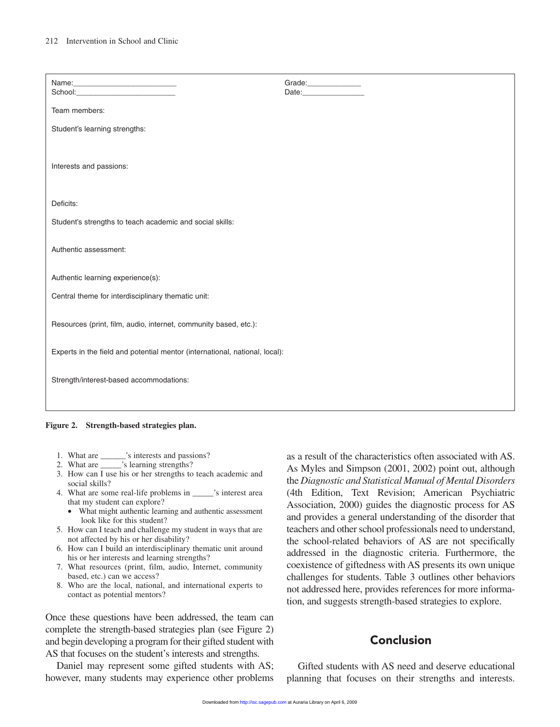Name:________________________ Grade:_____________

School:________________________ Date:_______________

Team members:

Student's learning strengths:

Interests and passions:

Deficits:

Student's strengths to teach academic and social skills:

Authentic assessment:

Authentic learning experience(s):

Central theme for interdisciplinary thematic unit:

Resources (print, film, audio, internet, community based, etc.):

Experts in the field and potential mentor (international, national, local):

Strength/interest-based accommodations:

**Figure 2. Strength-based strategies plan.**

1. What are ______'s interests and passions?
2. What are _____'s learning strengths?
3. How can I use his or her strengths to teach academic and social skills?
4. What are some real-life problems in _____'s interest area that my student can explore?
   - What might authentic learning and authentic assessment look like for this student?
5. How can I teach and challenge my student in ways that are not affected by his or her disability?
6. How can I build an interdisciplinary thematic unit around his or her interests and learning strengths?
7. What resources (print, film, audio, Internet, community based, etc.) can we access?
8. Who are the local, national, and international experts to contact as potential mentors?

Once these questions have been addressed, the team can complete the strength-based strategies plan (see Figure 2) and begin developing a program for their gifted student with AS that focuses on the student's interests and strengths.

Daniel may represent some gifted students with AS; however, many students may experience other problems as a result of the characteristics often associated with AS. As Myles and Simpson (2001, 2002) point out, although the *Diagnostic and Statistical Manual of Mental Disorders* (4th Edition, Text Revision; American Psychiatric Association, 2000) guides the diagnostic process for AS and provides a general understanding of the disorder that teachers and other school professionals need to understand, the school-related behaviors of AS are not specifically addressed in the diagnostic criteria. Furthermore, the coexistence of giftedness with AS presents its own unique challenges for students. Table 3 outlines other behaviors not addressed here, provides references for more information, and suggests strength-based strategies to explore.

## Conclusion

Gifted students with AS need and deserve educational planning that focuses on their strengths and interests.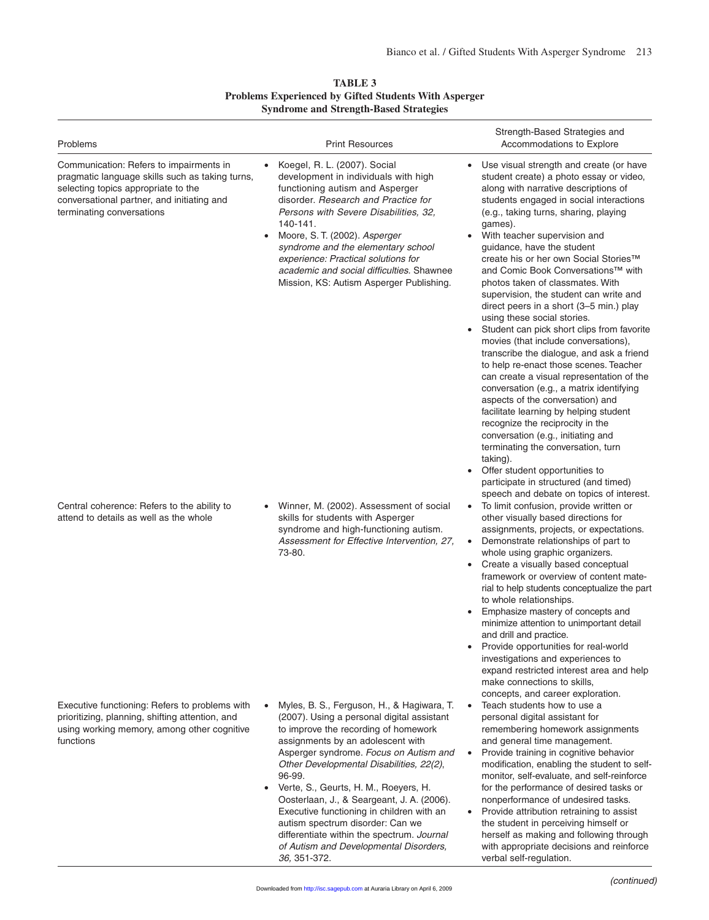**TABLE 3**
**Problems Experienced by Gifted Students With Asperger Syndrome and Strength-Based Strategies**

| Problems | Print Resources | Strength-Based Strategies and Accommodations to Explore |
|---|---|---|
| Communication: Refers to impairments in pragmatic language skills such as taking turns, selecting topics appropriate to the conversational partner, and initiating and terminating conversations | • Koegel, R. L. (2007). Social development in individuals with high functioning autism and Asperger disorder. *Research and Practice for Persons with Severe Disabilities, 32,* 140-141.<br>• Moore, S. T. (2002). *Asperger syndrome and the elementary school experience: Practical solutions for academic and social difficulties.* Shawnee Mission, KS: Autism Asperger Publishing. | • Use visual strength and create (or have student create) a photo essay or video, along with narrative descriptions of students engaged in social interactions (e.g., taking turns, sharing, playing games).<br>• With teacher supervision and guidance, have the student create his or her own Social Stories™ and Comic Book Conversations™ with photos taken of classmates. With supervision, the student can write and direct peers in a short (3–5 min.) play using these social stories.<br>• Student can pick short clips from favorite movies (that include conversations), transcribe the dialogue, and ask a friend to help re-enact those scenes. Teacher can create a visual representation of the conversation (e.g., a matrix identifying aspects of the conversation) and facilitate learning by helping student recognize the reciprocity in the conversation (e.g., initiating and terminating the conversation, turn taking).<br>• Offer student opportunities to participate in structured (and timed) speech and debate on topics of interest. |
| Central coherence: Refers to the ability to attend to details as well as the whole | • Winner, M. (2002). Assessment of social skills for students with Asperger syndrome and high-functioning autism. *Assessment for Effective Intervention, 27,* 73-80. | • To limit confusion, provide written or other visually based directions for assignments, projects, or expectations.<br>• Demonstrate relationships of part to whole using graphic organizers.<br>• Create a visually based conceptual framework or overview of content material to help students conceptualize the part to whole relationships.<br>• Emphasize mastery of concepts and minimize attention to unimportant detail and drill and practice.<br>• Provide opportunities for real-world investigations and experiences to expand restricted interest area and help make connections to skills, concepts, and career exploration. |
| Executive functioning: Refers to problems with prioritizing, planning, shifting attention, and using working memory, among other cognitive functions | • Myles, B. S., Ferguson, H., & Hagiwara, T. (2007). Using a personal digital assistant to improve the recording of homework assignments by an adolescent with Asperger syndrome. *Focus on Autism and Other Developmental Disabilities, 22(2)*, 96-99.<br>• Verte, S., Geurts, H. M., Roeyers, H. Oosterlaan, J., & Seargeant, J. A. (2006). Executive functioning in children with an autism spectrum disorder: Can we differentiate within the spectrum. *Journal of Autism and Developmental Disorders, 36,* 351-372. | • Teach students how to use a personal digital assistant for remembering homework assignments and general time management.<br>• Provide training in cognitive behavior modification, enabling the student to self-monitor, self-evaluate, and self-reinforce for the performance of desired tasks or nonperformance of undesired tasks.<br>• Provide attribution retraining to assist the student in perceiving himself or herself as making and following through with appropriate decisions and reinforce verbal self-regulation. |

*(continued)*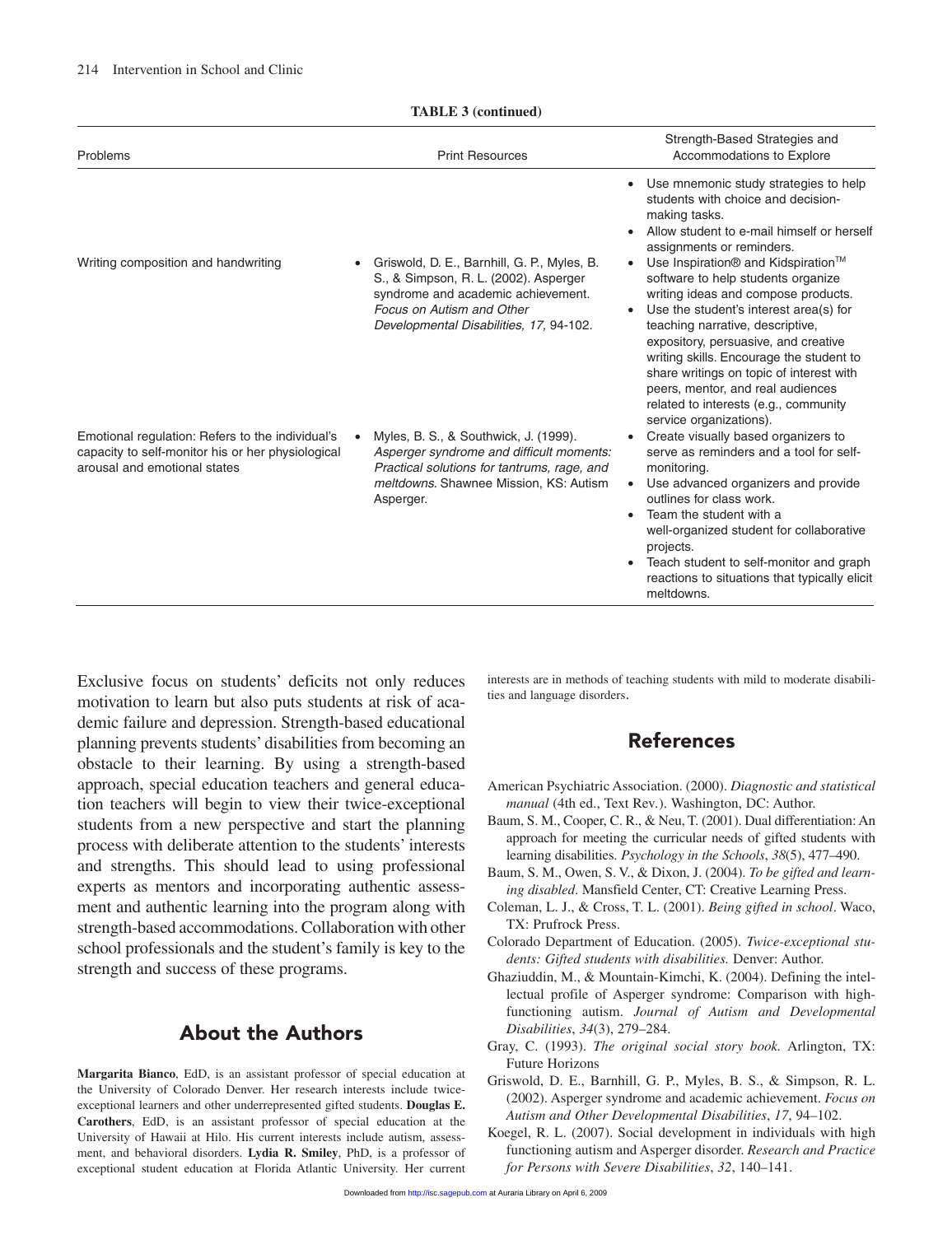**TABLE 3 (continued)**

| Problems | Print Resources | Strength-Based Strategies and Accommodations to Explore |
| --- | --- | --- |
| | | • Use mnemonic study strategies to help students with choice and decision-making tasks.<br>• Allow student to e-mail himself or herself assignments or reminders. |
| Writing composition and handwriting | • Griswold, D. E., Barnhill, G. P., Myles, B. S., & Simpson, R. L. (2002). Asperger syndrome and academic achievement. *Focus on Autism and Other Developmental Disabilities, 17,* 94-102. | • Use Inspiration® and Kidspiration™ software to help students organize writing ideas and compose products.<br>• Use the student's interest area(s) for teaching narrative, descriptive, expository, persuasive, and creative writing skills. Encourage the student to share writings on topic of interest with peers, mentor, and real audiences related to interests (e.g., community service organizations). |
| Emotional regulation: Refers to the individual's capacity to self-monitor his or her physiological arousal and emotional states | • Myles, B. S., & Southwick, J. (1999). *Asperger syndrome and difficult moments: Practical solutions for tantrums, rage, and meltdowns.* Shawnee Mission, KS: Autism Asperger. | • Create visually based organizers to serve as reminders and a tool for self-monitoring.<br>• Use advanced organizers and provide outlines for class work.<br>• Team the student with a well-organized student for collaborative projects.<br>• Teach student to self-monitor and graph reactions to situations that typically elicit meltdowns. |

Exclusive focus on students' deficits not only reduces motivation to learn but also puts students at risk of academic failure and depression. Strength-based educational planning prevents students' disabilities from becoming an obstacle to their learning. By using a strength-based approach, special education teachers and general education teachers will begin to view their twice-exceptional students from a new perspective and start the planning process with deliberate attention to the students' interests and strengths. This should lead to using professional experts as mentors and incorporating authentic assessment and authentic learning into the program along with strength-based accommodations. Collaboration with other school professionals and the student's family is key to the strength and success of these programs.

## About the Authors

**Margarita Bianco**, EdD, is an assistant professor of special education at the University of Colorado Denver. Her research interests include twice-exceptional learners and other underrepresented gifted students. **Douglas E. Carothers**, EdD, is an assistant professor of special education at the University of Hawaii at Hilo. His current interests include autism, assessment, and behavioral disorders. **Lydia R. Smiley**, PhD, is a professor of exceptional student education at Florida Atlantic University. Her current interests are in methods of teaching students with mild to moderate disabilities and language disorders.

## References

American Psychiatric Association. (2000). *Diagnostic and statistical manual* (4th ed., Text Rev.). Washington, DC: Author.

Baum, S. M., Cooper, C. R., & Neu, T. (2001). Dual differentiation: An approach for meeting the curricular needs of gifted students with learning disabilities. *Psychology in the Schools*, *38*(5), 477–490.

Baum, S. M., Owen, S. V., & Dixon, J. (2004). *To be gifted and learning disabled*. Mansfield Center, CT: Creative Learning Press.

Coleman, L. J., & Cross, T. L. (2001). *Being gifted in school*. Waco, TX: Prufrock Press.

Colorado Department of Education. (2005). *Twice-exceptional students: Gifted students with disabilities.* Denver: Author.

Ghaziuddin, M., & Mountain-Kimchi, K. (2004). Defining the intellectual profile of Asperger syndrome: Comparison with high-functioning autism. *Journal of Autism and Developmental Disabilities*, *34*(3), 279–284.

Gray, C. (1993). *The original social story book.* Arlington, TX: Future Horizons

Griswold, D. E., Barnhill, G. P., Myles, B. S., & Simpson, R. L. (2002). Asperger syndrome and academic achievement. *Focus on Autism and Other Developmental Disabilities*, *17*, 94–102.

Koegel, R. L. (2007). Social development in individuals with high functioning autism and Asperger disorder. *Research and Practice for Persons with Severe Disabilities*, *32*, 140–141.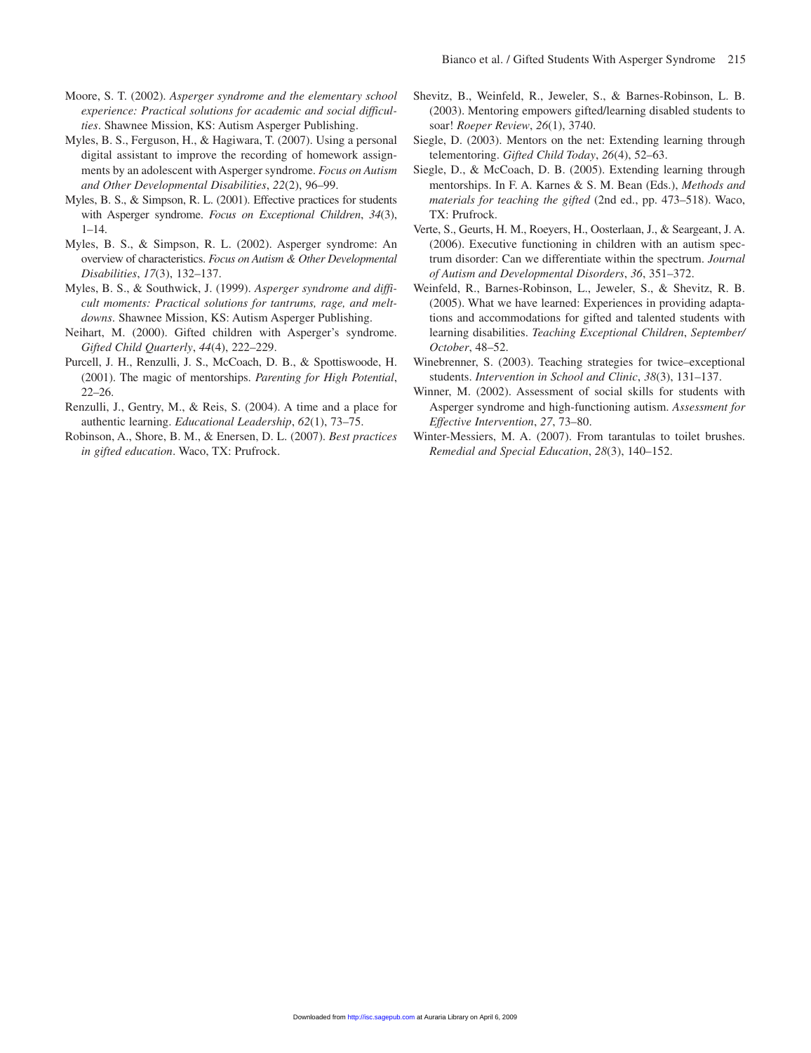Moore, S. T. (2002). *Asperger syndrome and the elementary school experience: Practical solutions for academic and social difficulties*. Shawnee Mission, KS: Autism Asperger Publishing.

Myles, B. S., Ferguson, H., & Hagiwara, T. (2007). Using a personal digital assistant to improve the recording of homework assignments by an adolescent with Asperger syndrome. *Focus on Autism and Other Developmental Disabilities*, *22*(2), 96–99.

Myles, B. S., & Simpson, R. L. (2001). Effective practices for students with Asperger syndrome. *Focus on Exceptional Children*, *34*(3), 1–14.

Myles, B. S., & Simpson, R. L. (2002). Asperger syndrome: An overview of characteristics. *Focus on Autism & Other Developmental Disabilities*, *17*(3), 132–137.

Myles, B. S., & Southwick, J. (1999). *Asperger syndrome and difficult moments: Practical solutions for tantrums, rage, and meltdowns*. Shawnee Mission, KS: Autism Asperger Publishing.

Neihart, M. (2000). Gifted children with Asperger's syndrome. *Gifted Child Quarterly*, *44*(4), 222–229.

Purcell, J. H., Renzulli, J. S., McCoach, D. B., & Spottiswoode, H. (2001). The magic of mentorships. *Parenting for High Potential*, 22–26.

Renzulli, J., Gentry, M., & Reis, S. (2004). A time and a place for authentic learning. *Educational Leadership*, *62*(1), 73–75.

Robinson, A., Shore, B. M., & Enersen, D. L. (2007). *Best practices in gifted education*. Waco, TX: Prufrock.

Shevitz, B., Weinfeld, R., Jeweler, S., & Barnes-Robinson, L. B. (2003). Mentoring empowers gifted/learning disabled students to soar! *Roeper Review*, *26*(1), 3740.

Siegle, D. (2003). Mentors on the net: Extending learning through telementoring. *Gifted Child Today*, *26*(4), 52–63.

Siegle, D., & McCoach, D. B. (2005). Extending learning through mentorships. In F. A. Karnes & S. M. Bean (Eds.), *Methods and materials for teaching the gifted* (2nd ed., pp. 473–518). Waco, TX: Prufrock.

Verte, S., Geurts, H. M., Roeyers, H., Oosterlaan, J., & Seargeant, J. A. (2006). Executive functioning in children with an autism spectrum disorder: Can we differentiate within the spectrum. *Journal of Autism and Developmental Disorders*, *36*, 351–372.

Weinfeld, R., Barnes-Robinson, L., Jeweler, S., & Shevitz, R. B. (2005). What we have learned: Experiences in providing adaptations and accommodations for gifted and talented students with learning disabilities. *Teaching Exceptional Children*, *September/October*, 48–52.

Winebrenner, S. (2003). Teaching strategies for twice–exceptional students. *Intervention in School and Clinic*, *38*(3), 131–137.

Winner, M. (2002). Assessment of social skills for students with Asperger syndrome and high-functioning autism. *Assessment for Effective Intervention*, *27*, 73–80.

Winter-Messiers, M. A. (2007). From tarantulas to toilet brushes. *Remedial and Special Education*, *28*(3), 140–152.